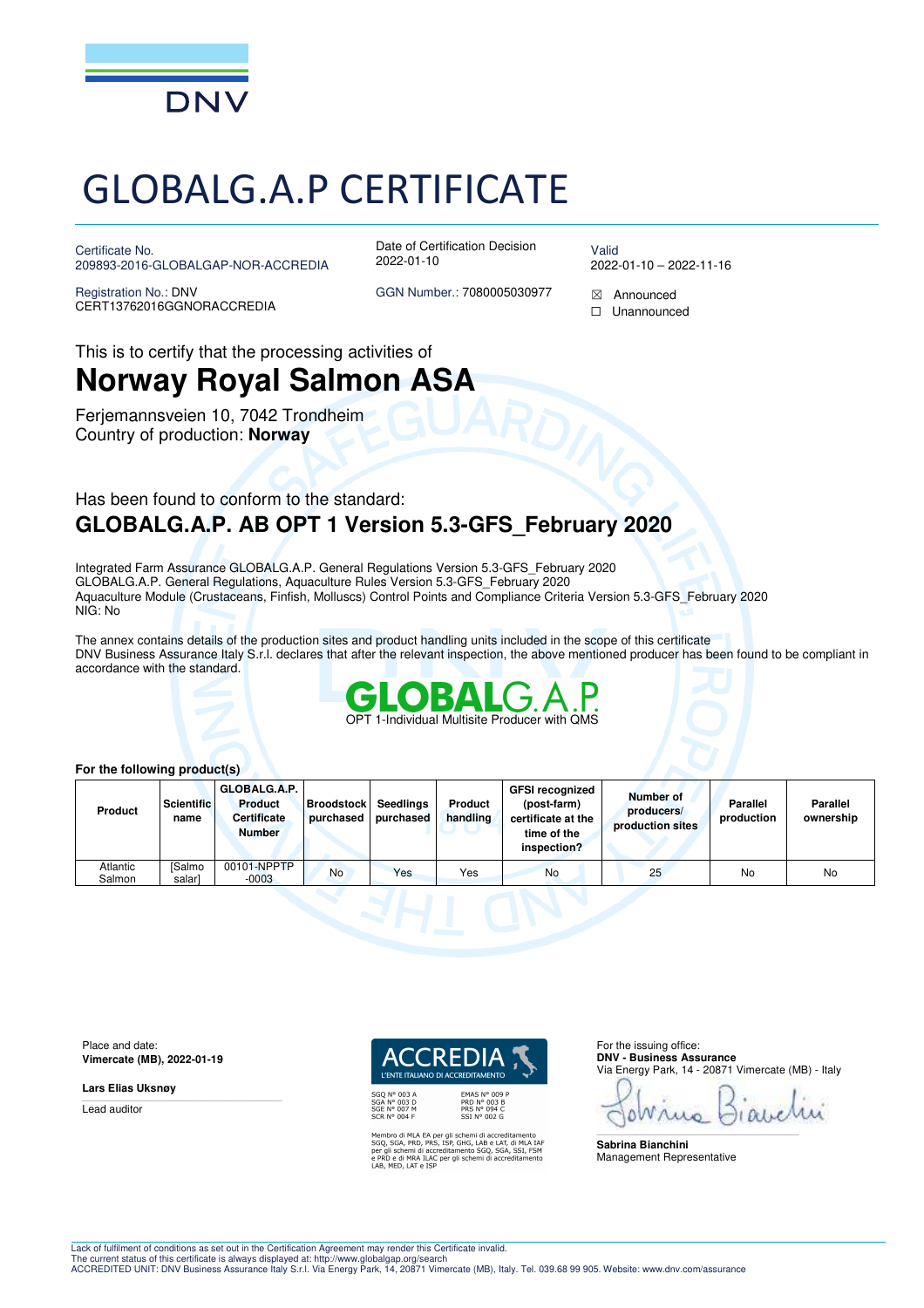DNV

# GLOBALG.A.P CERTIFICATE

Certificate No.
209893-2016-GLOBALGAP-NOR-ACCREDIA

Registration No.: DNV
CERT13762016GGNORACCREDIA

Date of Certification Decision
2022-01-10

GGN Number.: 7080005030977

Valid
2022-01-10 – 2022-11-16

☒ Announced
☐ Unannounced

This is to certify that the processing activities of

## Norway Royal Salmon ASA

Ferjemannsveien 10, 7042 Trondheim
Country of production: **Norway**

Has been found to conform to the standard:

### GLOBALG.A.P. AB OPT 1 Version 5.3-GFS_February 2020

Integrated Farm Assurance GLOBALG.A.P. General Regulations Version 5.3-GFS_February 2020
GLOBALG.A.P. General Regulations, Aquaculture Rules Version 5.3-GFS_February 2020
Aquaculture Module (Crustaceans, Finfish, Molluscs) Control Points and Compliance Criteria Version 5.3-GFS_February 2020
NIG: No

The annex contains details of the production sites and product handling units included in the scope of this certificate
DNV Business Assurance Italy S.r.l. declares that after the relevant inspection, the above mentioned producer has been found to be compliant in accordance with the standard.

GLOBALG.A.P
OPT 1-Individual Multisite Producer with QMS

**For the following product(s)**

| Product | Scientific name | GLOBALG.A.P. Product Certificate Number | Broodstock purchased | Seedlings purchased | Product handling | GFSI recognized (post-farm) certificate at the time of the inspection? | Number of producers/ production sites | Parallel production | Parallel ownership |
|---|---|---|---|---|---|---|---|---|---|
| Atlantic Salmon | [Salmo salar] | 00101-NPPTP -0003 | No | Yes | Yes | No | 25 | No | No |

Place and date:
**Vimercate (MB), 2022-01-19**

**Lars Elias Uksnøy**
Lead auditor

ACCREDIA
L'ENTE ITALIANO DI ACCREDITAMENTO

SGQ N° 003 A
SGA N° 003 D
SGE N° 007 M
SCR N° 004 F

EMAS N° 009 P
PRD N° 003 B
PRS N° 094 C
SSI N° 002 G

Membro di MLA EA per gli schemi di accreditamento SGQ, SGA, PRD, PRS, ISP, GHG, LAB e LAT, di MLA IAF per gli schemi di accreditamento SGQ, SGA, SSI, FSM e PRD e di MRA ILAC per gli schemi di accreditamento LAB, MED, LAT e ISP

For the issuing office:
**DNV - Business Assurance**
Via Energy Park, 14 - 20871 Vimercate (MB) - Italy

**Sabrina Bianchini**
Management Representative

Lack of fulfilment of conditions as set out in the Certification Agreement may render this Certificate invalid.
The current status of this certificate is always displayed at: http://www.globalgap.org/search
ACCREDITED UNIT: DNV Business Assurance Italy S.r.l. Via Energy Park, 14, 20871 Vimercate (MB), Italy. Tel. 039.68 99 905. Website: www.dnv.com/assurance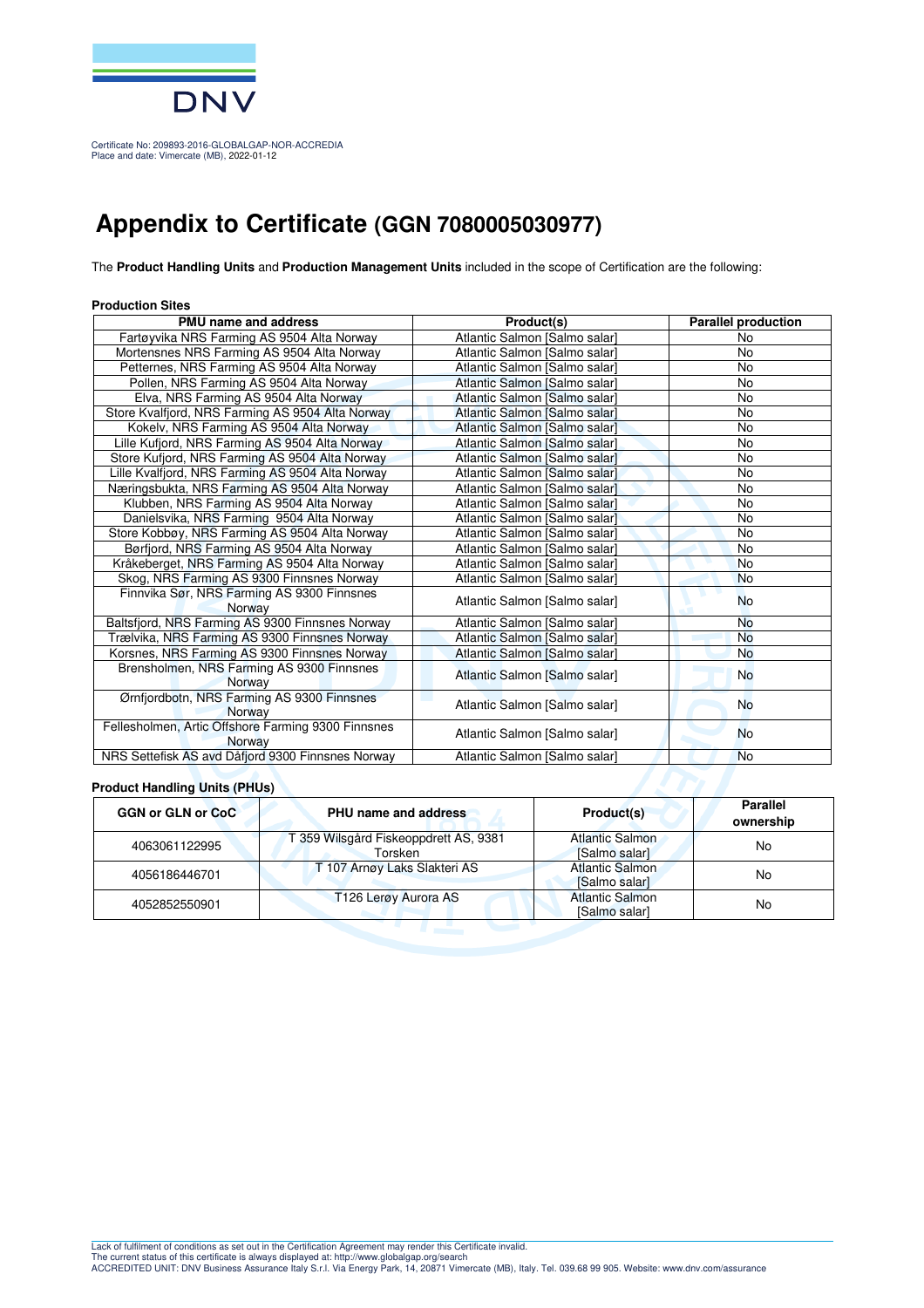DNV

Certificate No: 209893-2016-GLOBALGAP-NOR-ACCREDIA
Place and date: Vimercate (MB), 2022-01-12

# Appendix to Certificate (GGN 7080005030977)

The **Product Handling Units** and **Production Management Units** included in the scope of Certification are the following:

### Production Sites

| PMU name and address | Product(s) | Parallel production |
|---|---|---|
| Fartøyvika NRS Farming AS 9504 Alta Norway | Atlantic Salmon [Salmo salar] | No |
| Mortensnes NRS Farming AS 9504 Alta Norway | Atlantic Salmon [Salmo salar] | No |
| Petternes, NRS Farming AS 9504 Alta Norway | Atlantic Salmon [Salmo salar] | No |
| Pollen, NRS Farming AS 9504 Alta Norway | Atlantic Salmon [Salmo salar] | No |
| Elva, NRS Farming AS 9504 Alta Norway | Atlantic Salmon [Salmo salar] | No |
| Store Kvalfjord, NRS Farming AS 9504 Alta Norway | Atlantic Salmon [Salmo salar] | No |
| Kokelv, NRS Farming AS 9504 Alta Norway | Atlantic Salmon [Salmo salar] | No |
| Lille Kufjord, NRS Farming AS 9504 Alta Norway | Atlantic Salmon [Salmo salar] | No |
| Store Kufjord, NRS Farming AS 9504 Alta Norway | Atlantic Salmon [Salmo salar] | No |
| Lille Kvalfjord, NRS Farming AS 9504 Alta Norway | Atlantic Salmon [Salmo salar] | No |
| Næringsbukta, NRS Farming AS 9504 Alta Norway | Atlantic Salmon [Salmo salar] | No |
| Klubben, NRS Farming AS 9504 Alta Norway | Atlantic Salmon [Salmo salar] | No |
| Danielsvika, NRS Farming 9504 Alta Norway | Atlantic Salmon [Salmo salar] | No |
| Store Kobbøy, NRS Farming AS 9504 Alta Norway | Atlantic Salmon [Salmo salar] | No |
| Børfjord, NRS Farming AS 9504 Alta Norway | Atlantic Salmon [Salmo salar] | No |
| Kråkeberget, NRS Farming AS 9504 Alta Norway | Atlantic Salmon [Salmo salar] | No |
| Skog, NRS Farming AS 9300 Finnsnes Norway | Atlantic Salmon [Salmo salar] | No |
| Finnvika Sør, NRS Farming AS 9300 Finnsnes Norway | Atlantic Salmon [Salmo salar] | No |
| Baltsfjord, NRS Farming AS 9300 Finnsnes Norway | Atlantic Salmon [Salmo salar] | No |
| Trælvika, NRS Farming AS 9300 Finnsnes Norway | Atlantic Salmon [Salmo salar] | No |
| Korsnes, NRS Farming AS 9300 Finnsnes Norway | Atlantic Salmon [Salmo salar] | No |
| Brensholmen, NRS Farming AS 9300 Finnsnes Norway | Atlantic Salmon [Salmo salar] | No |
| Ørnfjordbotn, NRS Farming AS 9300 Finnsnes Norway | Atlantic Salmon [Salmo salar] | No |
| Fellesholmen, Artic Offshore Farming 9300 Finnsnes Norway | Atlantic Salmon [Salmo salar] | No |
| NRS Settefisk AS avd Dåfjord 9300 Finnsnes Norway | Atlantic Salmon [Salmo salar] | No |

### Product Handling Units (PHUs)

| GGN or GLN or CoC | PHU name and address | Product(s) | Parallel ownership |
|---|---|---|---|
| 4063061122995 | T 359 Wilsgård Fiskeoppdrett AS, 9381 Torsken | Atlantic Salmon [Salmo salar] | No |
| 4056186446701 | T 107 Arnøy Laks Slakteri AS | Atlantic Salmon [Salmo salar] | No |
| 4052852550901 | T126 Lerøy Aurora AS | Atlantic Salmon [Salmo salar] | No |

Lack of fulfilment of conditions as set out in the Certification Agreement may render this Certificate invalid.
The current status of this certificate is always displayed at: http://www.globalgap.org/search
ACCREDITED UNIT: DNV Business Assurance Italy S.r.l. Via Energy Park, 14, 20871 Vimercate (MB), Italy. Tel. 039.68 99 905. Website: www.dnv.com/assurance